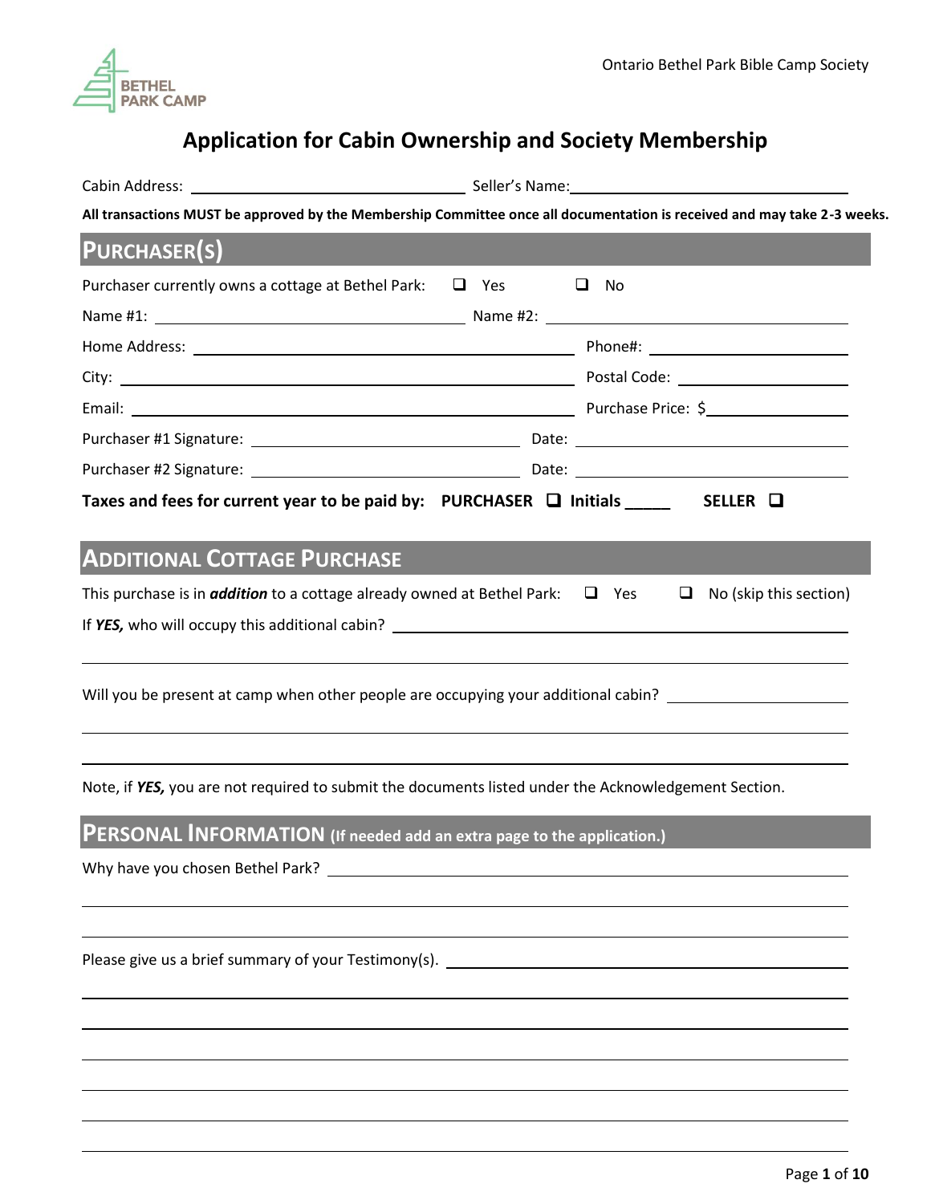Ontario Bethel Park Bible Camp Society

# Application for Cabin Ownership and Society Membership

Cabin Address: ______________________________ Seller's Name: ______________________________

**All transactions MUST be approved by the Membership Committee once all documentation is received and may take 2-3 weeks.**

## PURCHASER(S)

Purchaser currently owns a cottage at Bethel Park: ☐ Yes ☐ No

Name #1: ______________________________ Name #2: ______________________________

Home Address: ______________________________ Phone#: ______________________________

City: ______________________________ Postal Code: ______________________________

Email: ______________________________ Purchase Price: $______________________________

Purchaser #1 Signature: ______________________________ Date: ______________________________

Purchaser #2 Signature: ______________________________ Date: ______________________________

**Taxes and fees for current year to be paid by: PURCHASER ☐ Initials _____ SELLER ☐**

## ADDITIONAL COTTAGE PURCHASE

This purchase is in ***addition*** to a cottage already owned at Bethel Park: ☐ Yes ☐ No (skip this section)

If ***YES,*** who will occupy this additional cabin? ______________________________

______________________________

Will you be present at camp when other people are occupying your additional cabin? ______________________________

______________________________

______________________________

Note, if ***YES,*** you are not required to submit the documents listed under the Acknowledgement Section.

## PERSONAL INFORMATION **(If needed add an extra page to the application.)**

Why have you chosen Bethel Park? ______________________________

______________________________

______________________________

Please give us a brief summary of your Testimony(s). ______________________________

______________________________

______________________________

______________________________

______________________________

______________________________

______________________________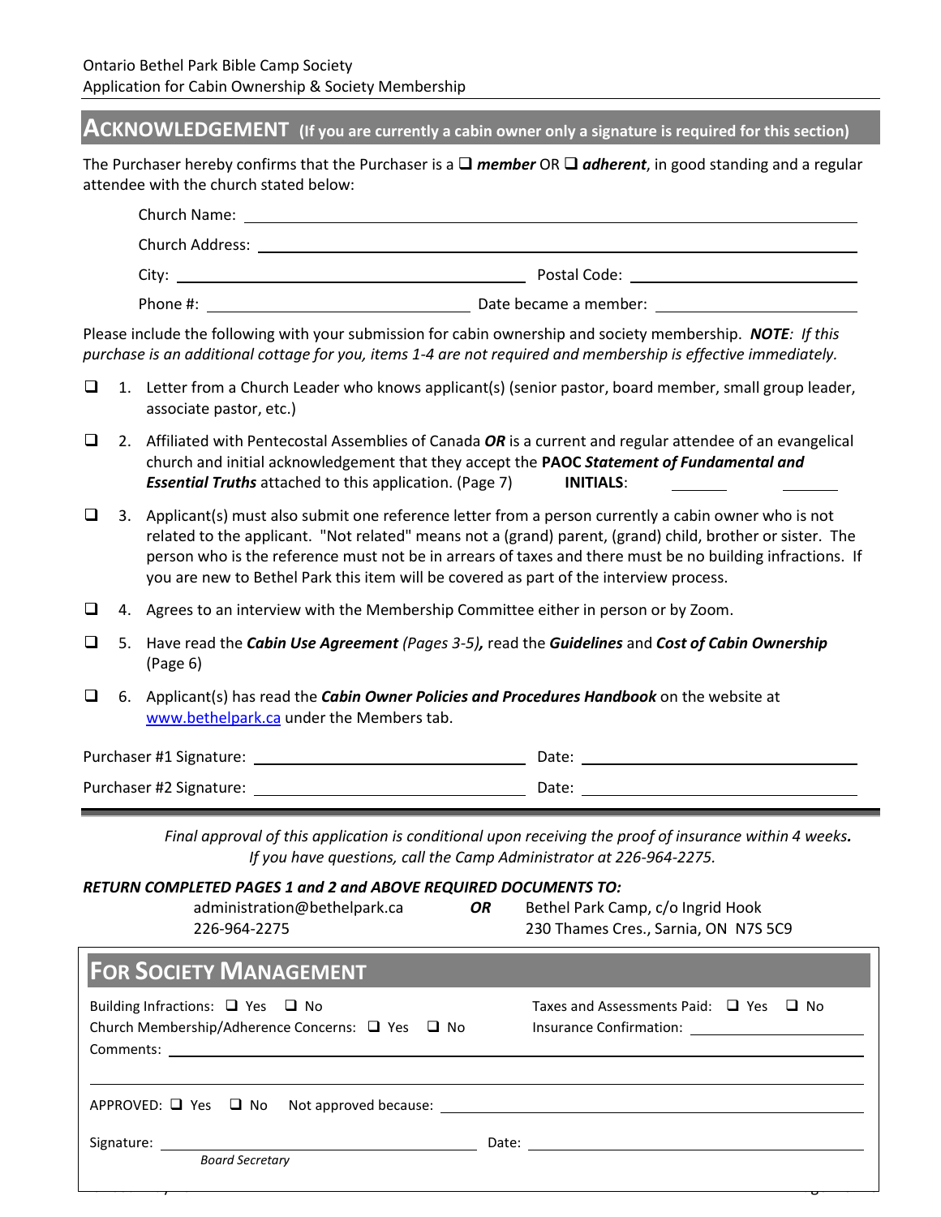Ontario Bethel Park Bible Camp Society
Application for Cabin Ownership & Society Membership

## ACKNOWLEDGEMENT (If you are currently a cabin owner only a signature is required for this section)

The Purchaser hereby confirms that the Purchaser is a ☐ ***member*** OR ☐ ***adherent***, in good standing and a regular attendee with the church stated below:

Church Name: ______________________________

Church Address: ______________________________

City: ______________________ Postal Code: ______________________

Phone #: ______________________ Date became a member: ______________________

Please include the following with your submission for cabin ownership and society membership. ***NOTE**: If this purchase is an additional cottage for you, items 1-4 are not required and membership is effective immediately.*

☐ 1. Letter from a Church Leader who knows applicant(s) (senior pastor, board member, small group leader, associate pastor, etc.)

☐ 2. Affiliated with Pentecostal Assemblies of Canada ***OR*** is a current and regular attendee of an evangelical church and initial acknowledgement that they accept the **PAOC *Statement of Fundamental and Essential Truths*** attached to this application. (Page 7) **INITIALS**: ________ ________

☐ 3. Applicant(s) must also submit one reference letter from a person currently a cabin owner who is not related to the applicant. "Not related" means not a (grand) parent, (grand) child, brother or sister. The person who is the reference must not be in arrears of taxes and there must be no building infractions. If you are new to Bethel Park this item will be covered as part of the interview process.

☐ 4. Agrees to an interview with the Membership Committee either in person or by Zoom.

☐ 5. Have read the ***Cabin Use Agreement*** *(Pages 3-5)***,** read the ***Guidelines*** and ***Cost of Cabin Ownership*** (Page 6)

☐ 6. Applicant(s) has read the ***Cabin Owner Policies and Procedures Handbook*** on the website at www.bethelpark.ca under the Members tab.

Purchaser #1 Signature: ______________________ Date: ______________________

Purchaser #2 Signature: ______________________ Date: ______________________

---

*Final approval of this application is conditional upon receiving the proof of insurance within 4 weeks.*
*If you have questions, call the Camp Administrator at 226-964-2275.*

***RETURN COMPLETED PAGES 1 and 2 and ABOVE REQUIRED DOCUMENTS TO:***

administration@bethelpark.ca
226-964-2275

***OR***

Bethel Park Camp, c/o Ingrid Hook
230 Thames Cres., Sarnia, ON N7S 5C9

## FOR SOCIETY MANAGEMENT

Building Infractions: ☐ Yes ☐ No

Taxes and Assessments Paid: ☐ Yes ☐ No

Church Membership/Adherence Concerns: ☐ Yes ☐ No

Insurance Confirmation: ______________________

Comments: ______________________________

APPROVED: ☐ Yes ☐ No Not approved because: ______________________

Signature: ______________________ Date: ______________________
*Board Secretary*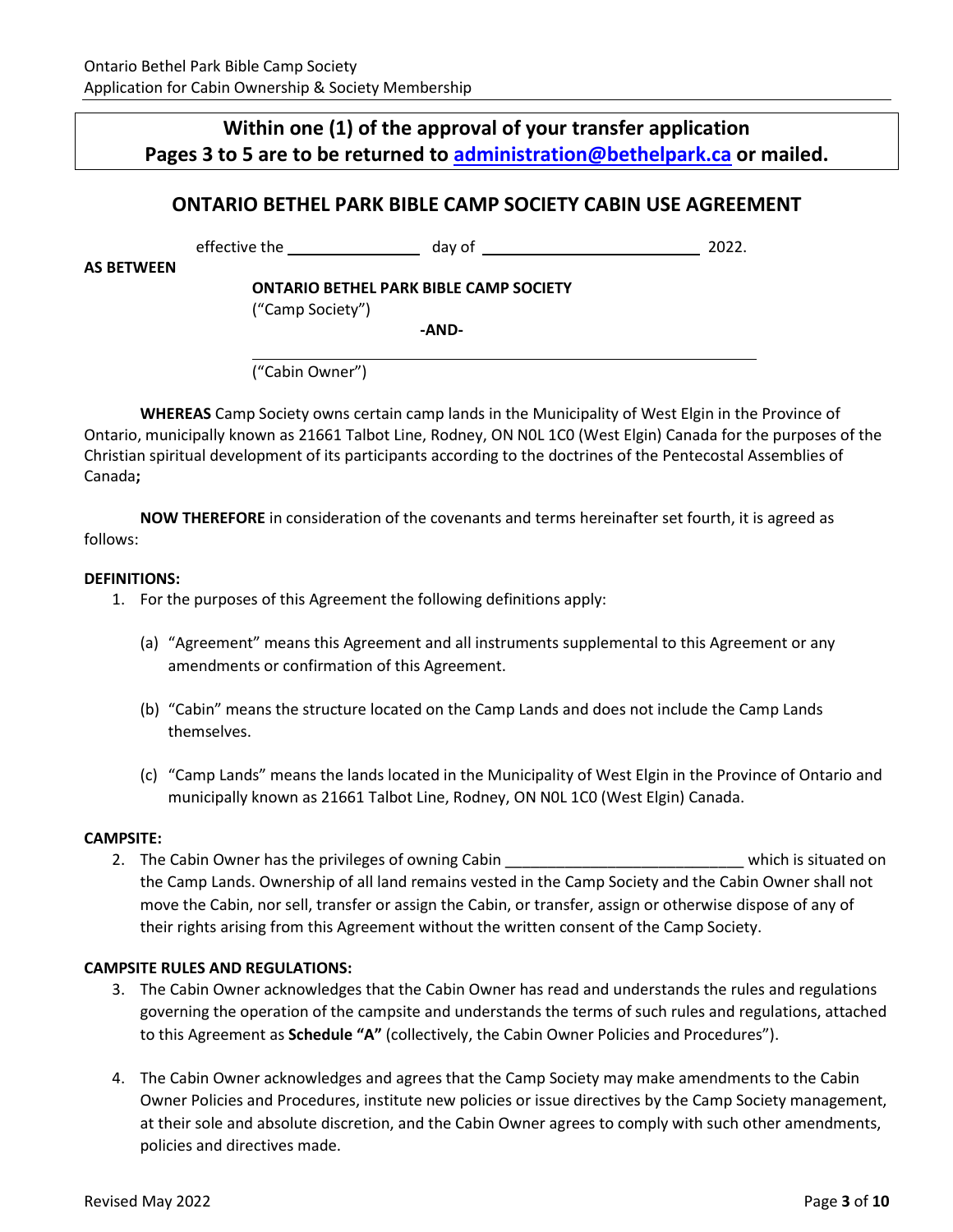**Within one (1) of the approval of your transfer application**
**Pages 3 to 5 are to be returned to [administration@bethelpark.ca](mailto:administration@bethelpark.ca) or mailed.**

## ONTARIO BETHEL PARK BIBLE CAMP SOCIETY CABIN USE AGREEMENT

effective the ______________ day of ________________________ 2022.

**AS BETWEEN**

**ONTARIO BETHEL PARK BIBLE CAMP SOCIETY**
("Camp Society")

**-AND-**

________________________________________________

("Cabin Owner")

**WHEREAS** Camp Society owns certain camp lands in the Municipality of West Elgin in the Province of Ontario, municipally known as 21661 Talbot Line, Rodney, ON N0L 1C0 (West Elgin) Canada for the purposes of the Christian spiritual development of its participants according to the doctrines of the Pentecostal Assemblies of Canada**;**

**NOW THEREFORE** in consideration of the covenants and terms hereinafter set fourth, it is agreed as follows:

**DEFINITIONS:**

1. For the purposes of this Agreement the following definitions apply:

   (a) "Agreement" means this Agreement and all instruments supplemental to this Agreement or any amendments or confirmation of this Agreement.

   (b) "Cabin" means the structure located on the Camp Lands and does not include the Camp Lands themselves.

   (c) "Camp Lands" means the lands located in the Municipality of West Elgin in the Province of Ontario and municipally known as 21661 Talbot Line, Rodney, ON N0L 1C0 (West Elgin) Canada.

**CAMPSITE:**

2. The Cabin Owner has the privileges of owning Cabin ____________________________ which is situated on the Camp Lands. Ownership of all land remains vested in the Camp Society and the Cabin Owner shall not move the Cabin, nor sell, transfer or assign the Cabin, or transfer, assign or otherwise dispose of any of their rights arising from this Agreement without the written consent of the Camp Society.

**CAMPSITE RULES AND REGULATIONS:**

3. The Cabin Owner acknowledges that the Cabin Owner has read and understands the rules and regulations governing the operation of the campsite and understands the terms of such rules and regulations, attached to this Agreement as **Schedule "A"** (collectively, the Cabin Owner Policies and Procedures").

4. The Cabin Owner acknowledges and agrees that the Camp Society may make amendments to the Cabin Owner Policies and Procedures, institute new policies or issue directives by the Camp Society management, at their sole and absolute discretion, and the Cabin Owner agrees to comply with such other amendments, policies and directives made.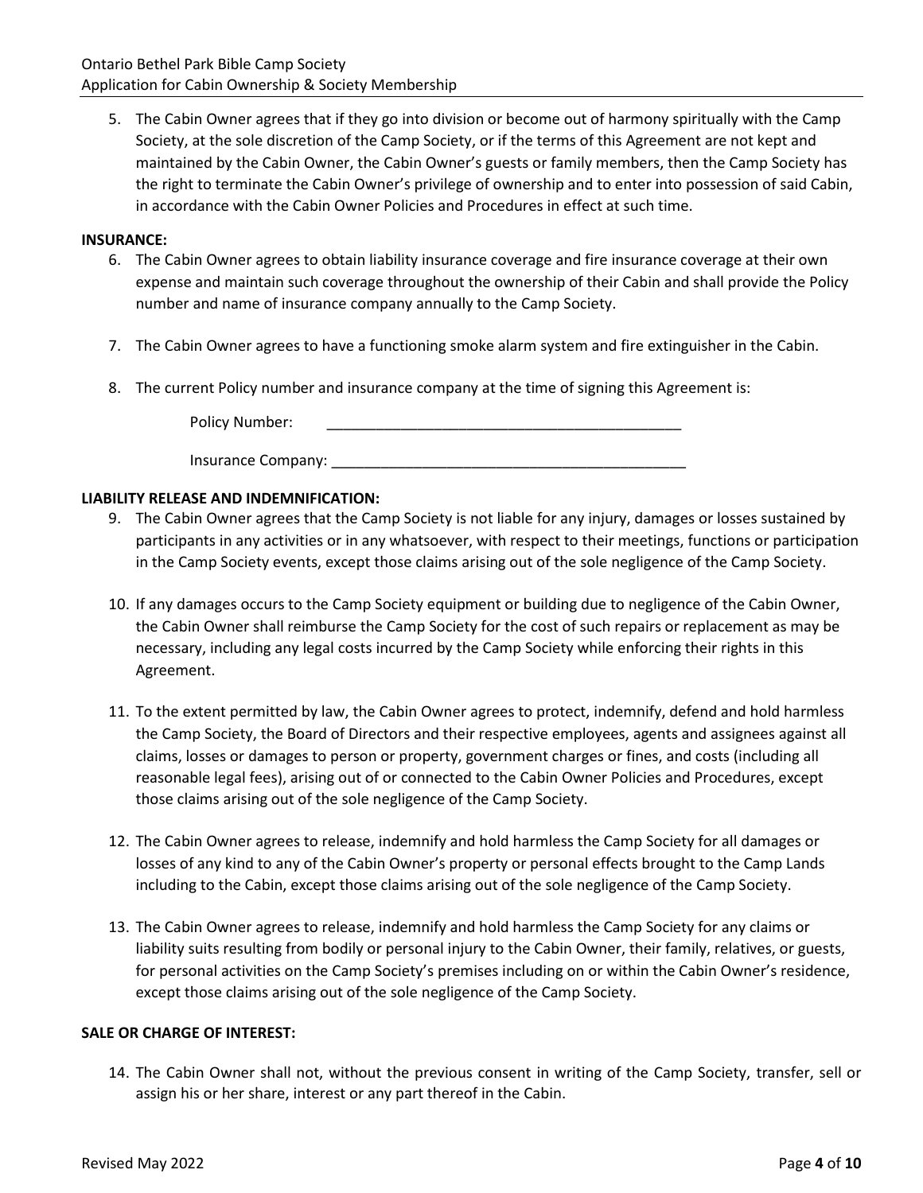5. The Cabin Owner agrees that if they go into division or become out of harmony spiritually with the Camp Society, at the sole discretion of the Camp Society, or if the terms of this Agreement are not kept and maintained by the Cabin Owner, the Cabin Owner's guests or family members, then the Camp Society has the right to terminate the Cabin Owner's privilege of ownership and to enter into possession of said Cabin, in accordance with the Cabin Owner Policies and Procedures in effect at such time.

**INSURANCE:**

6. The Cabin Owner agrees to obtain liability insurance coverage and fire insurance coverage at their own expense and maintain such coverage throughout the ownership of their Cabin and shall provide the Policy number and name of insurance company annually to the Camp Society.

7. The Cabin Owner agrees to have a functioning smoke alarm system and fire extinguisher in the Cabin.

8. The current Policy number and insurance company at the time of signing this Agreement is:

   Policy Number: ____________________________________________

   Insurance Company: ____________________________________________

**LIABILITY RELEASE AND INDEMNIFICATION:**

9. The Cabin Owner agrees that the Camp Society is not liable for any injury, damages or losses sustained by participants in any activities or in any whatsoever, with respect to their meetings, functions or participation in the Camp Society events, except those claims arising out of the sole negligence of the Camp Society.

10. If any damages occurs to the Camp Society equipment or building due to negligence of the Cabin Owner, the Cabin Owner shall reimburse the Camp Society for the cost of such repairs or replacement as may be necessary, including any legal costs incurred by the Camp Society while enforcing their rights in this Agreement.

11. To the extent permitted by law, the Cabin Owner agrees to protect, indemnify, defend and hold harmless the Camp Society, the Board of Directors and their respective employees, agents and assignees against all claims, losses or damages to person or property, government charges or fines, and costs (including all reasonable legal fees), arising out of or connected to the Cabin Owner Policies and Procedures, except those claims arising out of the sole negligence of the Camp Society.

12. The Cabin Owner agrees to release, indemnify and hold harmless the Camp Society for all damages or losses of any kind to any of the Cabin Owner's property or personal effects brought to the Camp Lands including to the Cabin, except those claims arising out of the sole negligence of the Camp Society.

13. The Cabin Owner agrees to release, indemnify and hold harmless the Camp Society for any claims or liability suits resulting from bodily or personal injury to the Cabin Owner, their family, relatives, or guests, for personal activities on the Camp Society's premises including on or within the Cabin Owner's residence, except those claims arising out of the sole negligence of the Camp Society.

**SALE OR CHARGE OF INTEREST:**

14. The Cabin Owner shall not, without the previous consent in writing of the Camp Society, transfer, sell or assign his or her share, interest or any part thereof in the Cabin.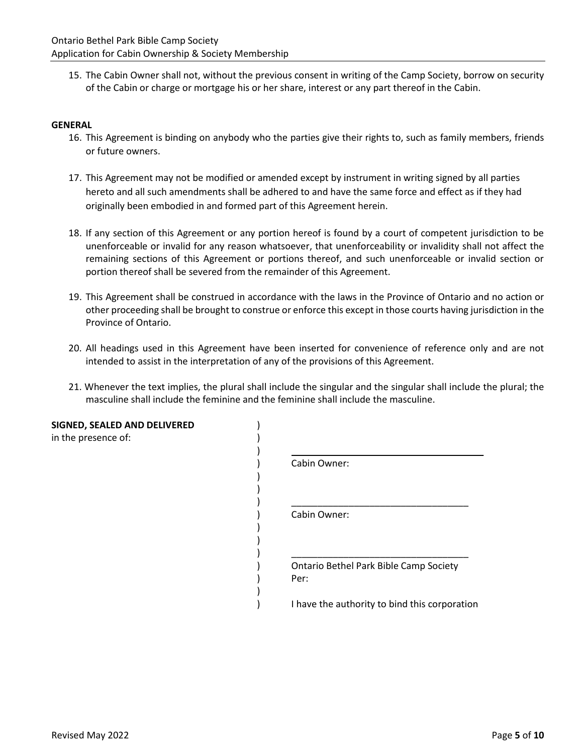15. The Cabin Owner shall not, without the previous consent in writing of the Camp Society, borrow on security of the Cabin or charge or mortgage his or her share, interest or any part thereof in the Cabin.

**GENERAL**

16. This Agreement is binding on anybody who the parties give their rights to, such as family members, friends or future owners.

17. This Agreement may not be modified or amended except by instrument in writing signed by all parties hereto and all such amendments shall be adhered to and have the same force and effect as if they had originally been embodied in and formed part of this Agreement herein.

18. If any section of this Agreement or any portion hereof is found by a court of competent jurisdiction to be unenforceable or invalid for any reason whatsoever, that unenforceability or invalidity shall not affect the remaining sections of this Agreement or portions thereof, and such unenforceable or invalid section or portion thereof shall be severed from the remainder of this Agreement.

19. This Agreement shall be construed in accordance with the laws in the Province of Ontario and no action or other proceeding shall be brought to construe or enforce this except in those courts having jurisdiction in the Province of Ontario.

20. All headings used in this Agreement have been inserted for convenience of reference only and are not intended to assist in the interpretation of any of the provisions of this Agreement.

21. Whenever the text implies, the plural shall include the singular and the singular shall include the plural; the masculine shall include the feminine and the feminine shall include the masculine.

**SIGNED, SEALED AND DELIVERED**
in the presence of:

\_\_\_\_\_\_\_\_\_\_\_\_\_\_\_\_\_\_\_\_\_\_\_\_\_\_\_\_\_\_\_\_\_\_\_\_
Cabin Owner:

\_\_\_\_\_\_\_\_\_\_\_\_\_\_\_\_\_\_\_\_\_\_\_\_\_\_\_\_\_\_\_\_\_\_\_\_
Cabin Owner:

\_\_\_\_\_\_\_\_\_\_\_\_\_\_\_\_\_\_\_\_\_\_\_\_\_\_\_\_\_\_\_\_\_\_\_\_
Ontario Bethel Park Bible Camp Society
Per:

I have the authority to bind this corporation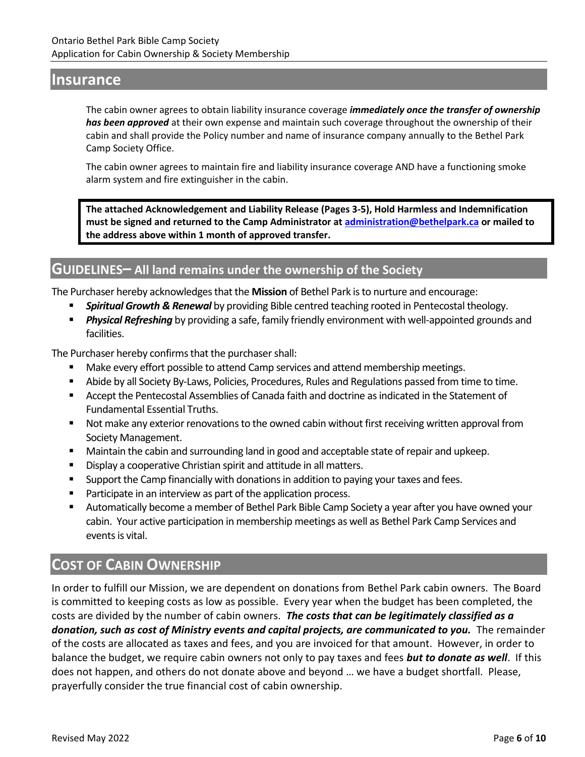## Insurance

The cabin owner agrees to obtain liability insurance coverage ***immediately once the transfer of ownership has been approved*** at their own expense and maintain such coverage throughout the ownership of their cabin and shall provide the Policy number and name of insurance company annually to the Bethel Park Camp Society Office.

The cabin owner agrees to maintain fire and liability insurance coverage AND have a functioning smoke alarm system and fire extinguisher in the cabin.

**The attached Acknowledgement and Liability Release (Pages 3-5), Hold Harmless and Indemnification must be signed and returned to the Camp Administrator at [administration@bethelpark.ca](mailto:administration@bethelpark.ca) or mailed to the address above within 1 month of approved transfer.**

## GUIDELINES– All land remains under the ownership of the Society

The Purchaser hereby acknowledges that the **Mission** of Bethel Park is to nurture and encourage:

- ***Spiritual Growth & Renewal*** by providing Bible centred teaching rooted in Pentecostal theology.
- ***Physical Refreshing*** by providing a safe, family friendly environment with well-appointed grounds and facilities.

The Purchaser hereby confirms that the purchaser shall:

- Make every effort possible to attend Camp services and attend membership meetings.
- Abide by all Society By-Laws, Policies, Procedures, Rules and Regulations passed from time to time.
- Accept the Pentecostal Assemblies of Canada faith and doctrine as indicated in the Statement of Fundamental Essential Truths.
- Not make any exterior renovations to the owned cabin without first receiving written approval from Society Management.
- Maintain the cabin and surrounding land in good and acceptable state of repair and upkeep.
- Display a cooperative Christian spirit and attitude in all matters.
- Support the Camp financially with donations in addition to paying your taxes and fees.
- Participate in an interview as part of the application process.
- Automatically become a member of Bethel Park Bible Camp Society a year after you have owned your cabin. Your active participation in membership meetings as well as Bethel Park Camp Services and events is vital.

## COST OF CABIN OWNERSHIP

In order to fulfill our Mission, we are dependent on donations from Bethel Park cabin owners. The Board is committed to keeping costs as low as possible. Every year when the budget has been completed, the costs are divided by the number of cabin owners. ***The costs that can be legitimately classified as a donation, such as cost of Ministry events and capital projects, are communicated to you.*** The remainder of the costs are allocated as taxes and fees, and you are invoiced for that amount. However, in order to balance the budget, we require cabin owners not only to pay taxes and fees ***but to donate as well***. If this does not happen, and others do not donate above and beyond … we have a budget shortfall. Please, prayerfully consider the true financial cost of cabin ownership.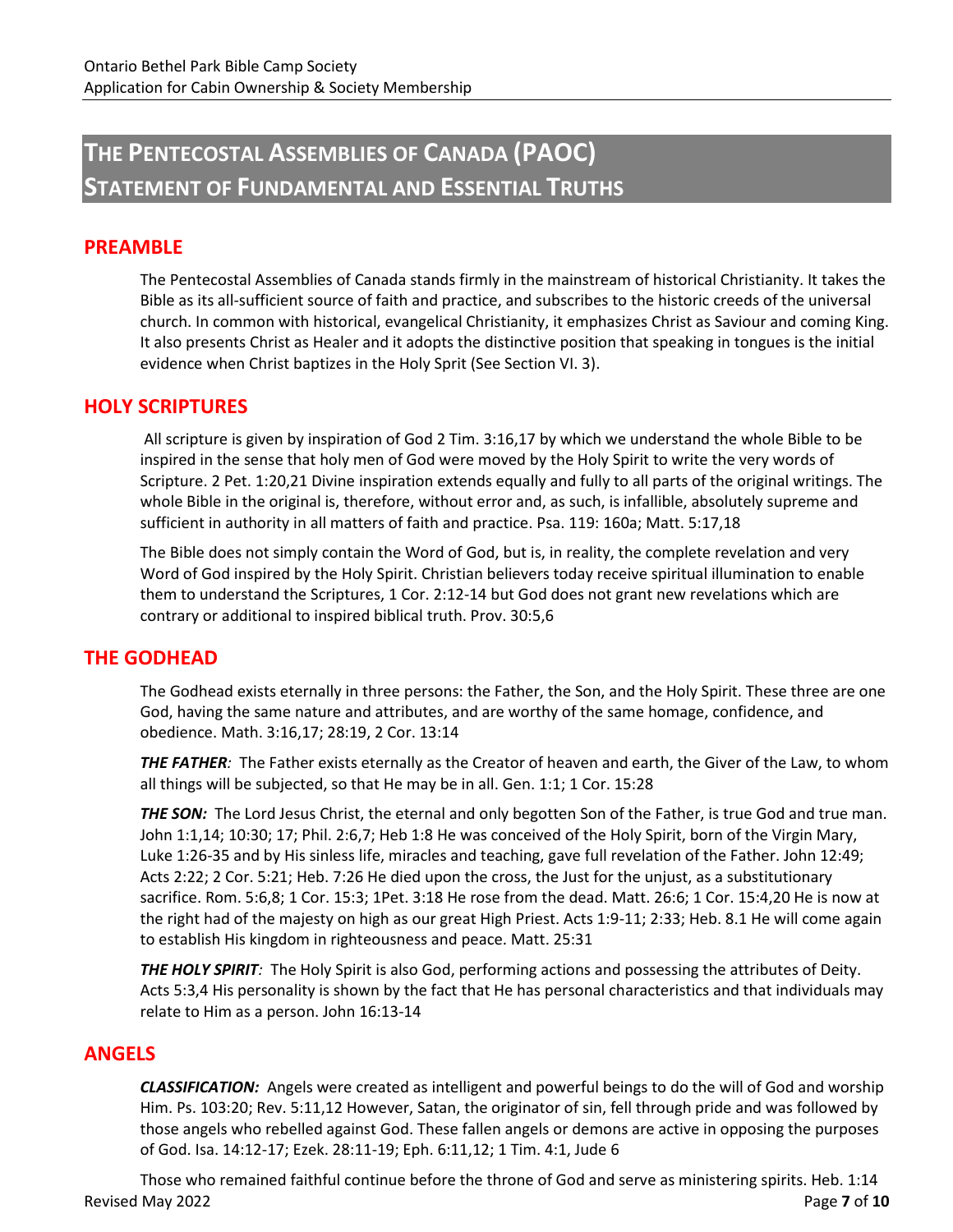# THE PENTECOSTAL ASSEMBLIES OF CANADA (PAOC) STATEMENT OF FUNDAMENTAL AND ESSENTIAL TRUTHS

## PREAMBLE

The Pentecostal Assemblies of Canada stands firmly in the mainstream of historical Christianity. It takes the Bible as its all-sufficient source of faith and practice, and subscribes to the historic creeds of the universal church. In common with historical, evangelical Christianity, it emphasizes Christ as Saviour and coming King. It also presents Christ as Healer and it adopts the distinctive position that speaking in tongues is the initial evidence when Christ baptizes in the Holy Sprit (See Section VI. 3).

## HOLY SCRIPTURES

All scripture is given by inspiration of God 2 Tim. 3:16,17 by which we understand the whole Bible to be inspired in the sense that holy men of God were moved by the Holy Spirit to write the very words of Scripture. 2 Pet. 1:20,21 Divine inspiration extends equally and fully to all parts of the original writings. The whole Bible in the original is, therefore, without error and, as such, is infallible, absolutely supreme and sufficient in authority in all matters of faith and practice. Psa. 119: 160a; Matt. 5:17,18

The Bible does not simply contain the Word of God, but is, in reality, the complete revelation and very Word of God inspired by the Holy Spirit. Christian believers today receive spiritual illumination to enable them to understand the Scriptures, 1 Cor. 2:12-14 but God does not grant new revelations which are contrary or additional to inspired biblical truth. Prov. 30:5,6

## THE GODHEAD

The Godhead exists eternally in three persons: the Father, the Son, and the Holy Spirit. These three are one God, having the same nature and attributes, and are worthy of the same homage, confidence, and obedience. Math. 3:16,17; 28:19, 2 Cor. 13:14

***THE FATHER:*** The Father exists eternally as the Creator of heaven and earth, the Giver of the Law, to whom all things will be subjected, so that He may be in all. Gen. 1:1; 1 Cor. 15:28

***THE SON:*** The Lord Jesus Christ, the eternal and only begotten Son of the Father, is true God and true man. John 1:1,14; 10:30; 17; Phil. 2:6,7; Heb 1:8 He was conceived of the Holy Spirit, born of the Virgin Mary, Luke 1:26-35 and by His sinless life, miracles and teaching, gave full revelation of the Father. John 12:49; Acts 2:22; 2 Cor. 5:21; Heb. 7:26 He died upon the cross, the Just for the unjust, as a substitutionary sacrifice. Rom. 5:6,8; 1 Cor. 15:3; 1Pet. 3:18 He rose from the dead. Matt. 26:6; 1 Cor. 15:4,20 He is now at the right had of the majesty on high as our great High Priest. Acts 1:9-11; 2:33; Heb. 8.1 He will come again to establish His kingdom in righteousness and peace. Matt. 25:31

***THE HOLY SPIRIT:*** The Holy Spirit is also God, performing actions and possessing the attributes of Deity. Acts 5:3,4 His personality is shown by the fact that He has personal characteristics and that individuals may relate to Him as a person. John 16:13-14

## ANGELS

***CLASSIFICATION:*** Angels were created as intelligent and powerful beings to do the will of God and worship Him. Ps. 103:20; Rev. 5:11,12 However, Satan, the originator of sin, fell through pride and was followed by those angels who rebelled against God. These fallen angels or demons are active in opposing the purposes of God. Isa. 14:12-17; Ezek. 28:11-19; Eph. 6:11,12; 1 Tim. 4:1, Jude 6

Those who remained faithful continue before the throne of God and serve as ministering spirits. Heb. 1:14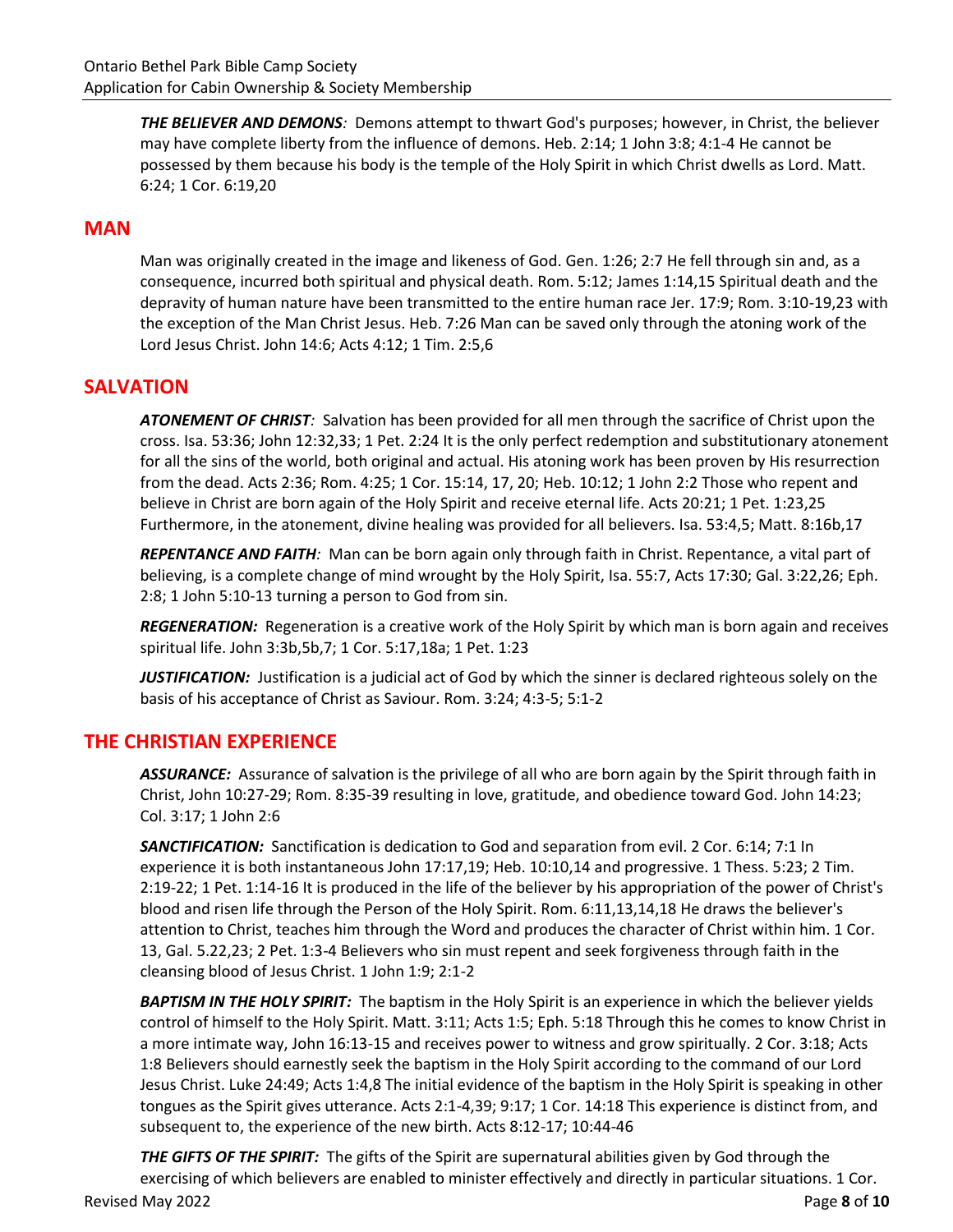***THE BELIEVER AND DEMONS**:* Demons attempt to thwart God's purposes; however, in Christ, the believer may have complete liberty from the influence of demons. Heb. 2:14; 1 John 3:8; 4:1-4 He cannot be possessed by them because his body is the temple of the Holy Spirit in which Christ dwells as Lord. Matt. 6:24; 1 Cor. 6:19,20

## MAN

Man was originally created in the image and likeness of God. Gen. 1:26; 2:7 He fell through sin and, as a consequence, incurred both spiritual and physical death. Rom. 5:12; James 1:14,15 Spiritual death and the depravity of human nature have been transmitted to the entire human race Jer. 17:9; Rom. 3:10-19,23 with the exception of the Man Christ Jesus. Heb. 7:26 Man can be saved only through the atoning work of the Lord Jesus Christ. John 14:6; Acts 4:12; 1 Tim. 2:5,6

## SALVATION

***ATONEMENT OF CHRIST**:* Salvation has been provided for all men through the sacrifice of Christ upon the cross. Isa. 53:36; John 12:32,33; 1 Pet. 2:24 It is the only perfect redemption and substitutionary atonement for all the sins of the world, both original and actual. His atoning work has been proven by His resurrection from the dead. Acts 2:36; Rom. 4:25; 1 Cor. 15:14, 17, 20; Heb. 10:12; 1 John 2:2 Those who repent and believe in Christ are born again of the Holy Spirit and receive eternal life. Acts 20:21; 1 Pet. 1:23,25 Furthermore, in the atonement, divine healing was provided for all believers. Isa. 53:4,5; Matt. 8:16b,17

***REPENTANCE AND FAITH**:* Man can be born again only through faith in Christ. Repentance, a vital part of believing, is a complete change of mind wrought by the Holy Spirit, Isa. 55:7, Acts 17:30; Gal. 3:22,26; Eph. 2:8; 1 John 5:10-13 turning a person to God from sin.

***REGENERATION:*** Regeneration is a creative work of the Holy Spirit by which man is born again and receives spiritual life. John 3:3b,5b,7; 1 Cor. 5:17,18a; 1 Pet. 1:23

***JUSTIFICATION:*** Justification is a judicial act of God by which the sinner is declared righteous solely on the basis of his acceptance of Christ as Saviour. Rom. 3:24; 4:3-5; 5:1-2

## THE CHRISTIAN EXPERIENCE

***ASSURANCE:*** Assurance of salvation is the privilege of all who are born again by the Spirit through faith in Christ, John 10:27-29; Rom. 8:35-39 resulting in love, gratitude, and obedience toward God. John 14:23; Col. 3:17; 1 John 2:6

***SANCTIFICATION:*** Sanctification is dedication to God and separation from evil. 2 Cor. 6:14; 7:1 In experience it is both instantaneous John 17:17,19; Heb. 10:10,14 and progressive. 1 Thess. 5:23; 2 Tim. 2:19-22; 1 Pet. 1:14-16 It is produced in the life of the believer by his appropriation of the power of Christ's blood and risen life through the Person of the Holy Spirit. Rom. 6:11,13,14,18 He draws the believer's attention to Christ, teaches him through the Word and produces the character of Christ within him. 1 Cor. 13, Gal. 5.22,23; 2 Pet. 1:3-4 Believers who sin must repent and seek forgiveness through faith in the cleansing blood of Jesus Christ. 1 John 1:9; 2:1-2

***BAPTISM IN THE HOLY SPIRIT:*** The baptism in the Holy Spirit is an experience in which the believer yields control of himself to the Holy Spirit. Matt. 3:11; Acts 1:5; Eph. 5:18 Through this he comes to know Christ in a more intimate way, John 16:13-15 and receives power to witness and grow spiritually. 2 Cor. 3:18; Acts 1:8 Believers should earnestly seek the baptism in the Holy Spirit according to the command of our Lord Jesus Christ. Luke 24:49; Acts 1:4,8 The initial evidence of the baptism in the Holy Spirit is speaking in other tongues as the Spirit gives utterance. Acts 2:1-4,39; 9:17; 1 Cor. 14:18 This experience is distinct from, and subsequent to, the experience of the new birth. Acts 8:12-17; 10:44-46

***THE GIFTS OF THE SPIRIT:*** The gifts of the Spirit are supernatural abilities given by God through the exercising of which believers are enabled to minister effectively and directly in particular situations. 1 Cor.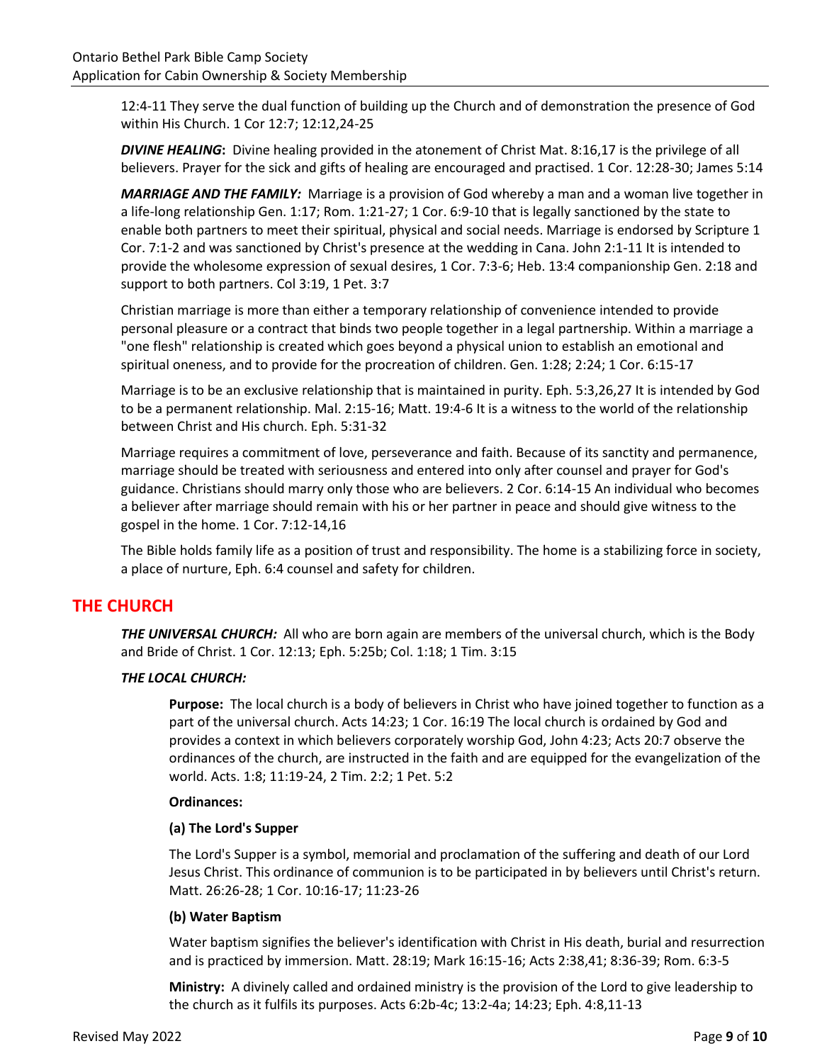12:4-11 They serve the dual function of building up the Church and of demonstration the presence of God within His Church. 1 Cor 12:7; 12:12,24-25

***DIVINE HEALING*:** Divine healing provided in the atonement of Christ Mat. 8:16,17 is the privilege of all believers. Prayer for the sick and gifts of healing are encouraged and practised. 1 Cor. 12:28-30; James 5:14

***MARRIAGE AND THE FAMILY:*** Marriage is a provision of God whereby a man and a woman live together in a life-long relationship Gen. 1:17; Rom. 1:21-27; 1 Cor. 6:9-10 that is legally sanctioned by the state to enable both partners to meet their spiritual, physical and social needs. Marriage is endorsed by Scripture 1 Cor. 7:1-2 and was sanctioned by Christ's presence at the wedding in Cana. John 2:1-11 It is intended to provide the wholesome expression of sexual desires, 1 Cor. 7:3-6; Heb. 13:4 companionship Gen. 2:18 and support to both partners. Col 3:19, 1 Pet. 3:7

Christian marriage is more than either a temporary relationship of convenience intended to provide personal pleasure or a contract that binds two people together in a legal partnership. Within a marriage a "one flesh" relationship is created which goes beyond a physical union to establish an emotional and spiritual oneness, and to provide for the procreation of children. Gen. 1:28; 2:24; 1 Cor. 6:15-17

Marriage is to be an exclusive relationship that is maintained in purity. Eph. 5:3,26,27 It is intended by God to be a permanent relationship. Mal. 2:15-16; Matt. 19:4-6 It is a witness to the world of the relationship between Christ and His church. Eph. 5:31-32

Marriage requires a commitment of love, perseverance and faith. Because of its sanctity and permanence, marriage should be treated with seriousness and entered into only after counsel and prayer for God's guidance. Christians should marry only those who are believers. 2 Cor. 6:14-15 An individual who becomes a believer after marriage should remain with his or her partner in peace and should give witness to the gospel in the home. 1 Cor. 7:12-14,16

The Bible holds family life as a position of trust and responsibility. The home is a stabilizing force in society, a place of nurture, Eph. 6:4 counsel and safety for children.

## THE CHURCH

***THE UNIVERSAL CHURCH:*** All who are born again are members of the universal church, which is the Body and Bride of Christ. 1 Cor. 12:13; Eph. 5:25b; Col. 1:18; 1 Tim. 3:15

***THE LOCAL CHURCH:***

**Purpose:** The local church is a body of believers in Christ who have joined together to function as a part of the universal church. Acts 14:23; 1 Cor. 16:19 The local church is ordained by God and provides a context in which believers corporately worship God, John 4:23; Acts 20:7 observe the ordinances of the church, are instructed in the faith and are equipped for the evangelization of the world. Acts. 1:8; 11:19-24, 2 Tim. 2:2; 1 Pet. 5:2

**Ordinances:**

**(a) The Lord's Supper**

The Lord's Supper is a symbol, memorial and proclamation of the suffering and death of our Lord Jesus Christ. This ordinance of communion is to be participated in by believers until Christ's return. Matt. 26:26-28; 1 Cor. 10:16-17; 11:23-26

**(b) Water Baptism**

Water baptism signifies the believer's identification with Christ in His death, burial and resurrection and is practiced by immersion. Matt. 28:19; Mark 16:15-16; Acts 2:38,41; 8:36-39; Rom. 6:3-5

**Ministry:** A divinely called and ordained ministry is the provision of the Lord to give leadership to the church as it fulfils its purposes. Acts 6:2b-4c; 13:2-4a; 14:23; Eph. 4:8,11-13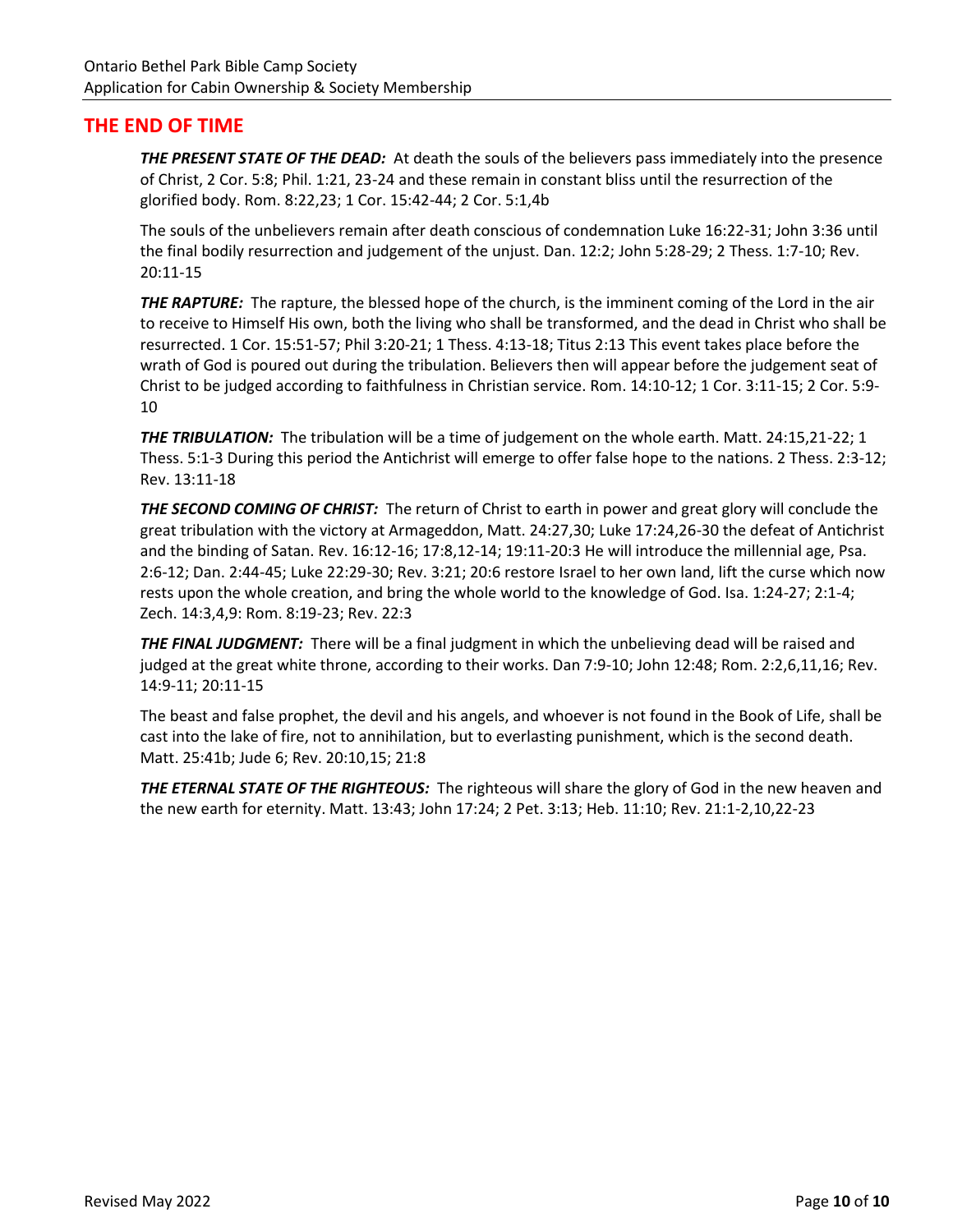## THE END OF TIME

***THE PRESENT STATE OF THE DEAD:*** At death the souls of the believers pass immediately into the presence of Christ, 2 Cor. 5:8; Phil. 1:21, 23-24 and these remain in constant bliss until the resurrection of the glorified body. Rom. 8:22,23; 1 Cor. 15:42-44; 2 Cor. 5:1,4b

The souls of the unbelievers remain after death conscious of condemnation Luke 16:22-31; John 3:36 until the final bodily resurrection and judgement of the unjust. Dan. 12:2; John 5:28-29; 2 Thess. 1:7-10; Rev. 20:11-15

***THE RAPTURE:*** The rapture, the blessed hope of the church, is the imminent coming of the Lord in the air to receive to Himself His own, both the living who shall be transformed, and the dead in Christ who shall be resurrected. 1 Cor. 15:51-57; Phil 3:20-21; 1 Thess. 4:13-18; Titus 2:13 This event takes place before the wrath of God is poured out during the tribulation. Believers then will appear before the judgement seat of Christ to be judged according to faithfulness in Christian service. Rom. 14:10-12; 1 Cor. 3:11-15; 2 Cor. 5:9-10

***THE TRIBULATION:*** The tribulation will be a time of judgement on the whole earth. Matt. 24:15,21-22; 1 Thess. 5:1-3 During this period the Antichrist will emerge to offer false hope to the nations. 2 Thess. 2:3-12; Rev. 13:11-18

***THE SECOND COMING OF CHRIST:*** The return of Christ to earth in power and great glory will conclude the great tribulation with the victory at Armageddon, Matt. 24:27,30; Luke 17:24,26-30 the defeat of Antichrist and the binding of Satan. Rev. 16:12-16; 17:8,12-14; 19:11-20:3 He will introduce the millennial age, Psa. 2:6-12; Dan. 2:44-45; Luke 22:29-30; Rev. 3:21; 20:6 restore Israel to her own land, lift the curse which now rests upon the whole creation, and bring the whole world to the knowledge of God. Isa. 1:24-27; 2:1-4; Zech. 14:3,4,9: Rom. 8:19-23; Rev. 22:3

***THE FINAL JUDGMENT:*** There will be a final judgment in which the unbelieving dead will be raised and judged at the great white throne, according to their works. Dan 7:9-10; John 12:48; Rom. 2:2,6,11,16; Rev. 14:9-11; 20:11-15

The beast and false prophet, the devil and his angels, and whoever is not found in the Book of Life, shall be cast into the lake of fire, not to annihilation, but to everlasting punishment, which is the second death. Matt. 25:41b; Jude 6; Rev. 20:10,15; 21:8

***THE ETERNAL STATE OF THE RIGHTEOUS:*** The righteous will share the glory of God in the new heaven and the new earth for eternity. Matt. 13:43; John 17:24; 2 Pet. 3:13; Heb. 11:10; Rev. 21:1-2,10,22-23